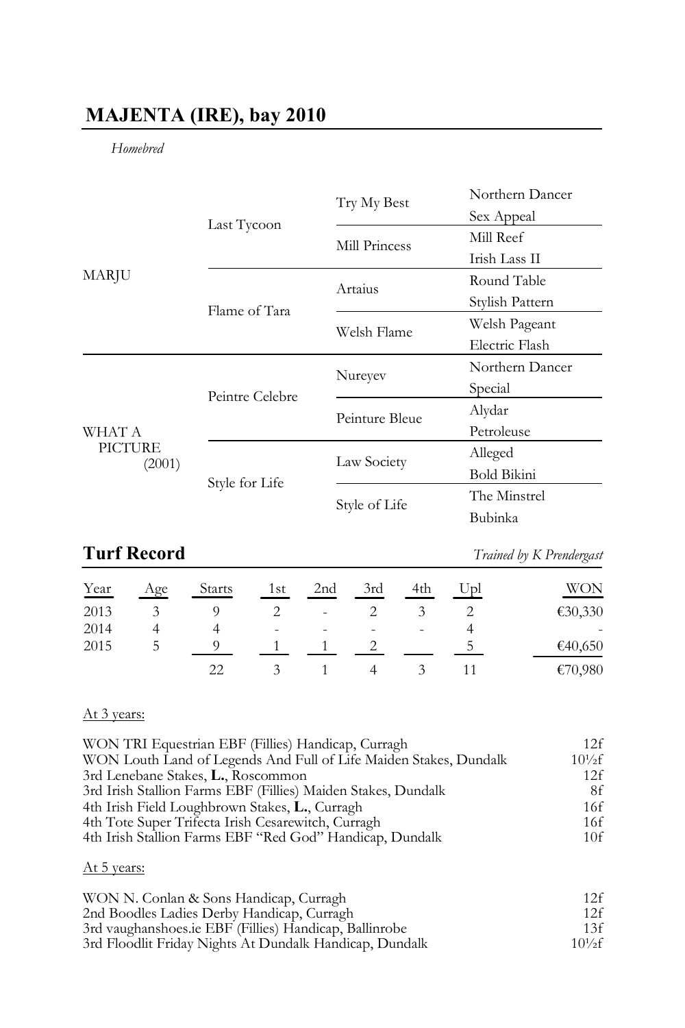# MAJENTA (IRE), bay 2010

*Homebred*

| | | | |
|---|---|---|---|
| MARJU | Last Tycoon | Try My Best | Northern Dancer |
| | | | Sex Appeal |
| | | Mill Princess | Mill Reef |
| | | | Irish Lass II |
| | Flame of Tara | Artaius | Round Table |
| | | | Stylish Pattern |
| | | Welsh Flame | Welsh Pageant |
| | | | Electric Flash |
| WHAT A PICTURE (2001) | Peintre Celebre | Nureyev | Northern Dancer |
| | | | Special |
| | | Peinture Bleue | Alydar |
| | | | Petroleuse |
| | Style for Life | Law Society | Alleged |
| | | | Bold Bikini |
| | | Style of Life | The Minstrel |
| | | | Bubinka |

## Turf Record

*Trained by K Prendergast*

| Year | Age | Starts | 1st | 2nd | 3rd | 4th | Upl | WON |
|---|---|---|---|---|---|---|---|---|
| 2013 | 3 | 9 | 2 | - | 2 | 3 | 2 | €30,330 |
| 2014 | 4 | 4 | - | - | - | - | 4 | - |
| 2015 | 5 | 9 | 1 | 1 | 2 | | 5 | €40,650 |
| | | 22 | 3 | 1 | 4 | 3 | 11 | €70,980 |

At 3 years:

| | |
|---|---|
| WON TRI Equestrian EBF (Fillies) Handicap, Curragh | 12f |
| WON Louth Land of Legends And Full of Life Maiden Stakes, Dundalk | 10½f |
| 3rd Lenebane Stakes, **L.**, Roscommon | 12f |
| 3rd Irish Stallion Farms EBF (Fillies) Maiden Stakes, Dundalk | 8f |
| 4th Irish Field Loughbrown Stakes, **L.**, Curragh | 16f |
| 4th Tote Super Trifecta Irish Cesarewitch, Curragh | 16f |
| 4th Irish Stallion Farms EBF "Red God" Handicap, Dundalk | 10f |

At 5 years:

| | |
|---|---|
| WON N. Conlan & Sons Handicap, Curragh | 12f |
| 2nd Boodles Ladies Derby Handicap, Curragh | 12f |
| 3rd vaughanshoes.ie EBF (Fillies) Handicap, Ballinrobe | 13f |
| 3rd Floodlit Friday Nights At Dundalk Handicap, Dundalk | 10½f |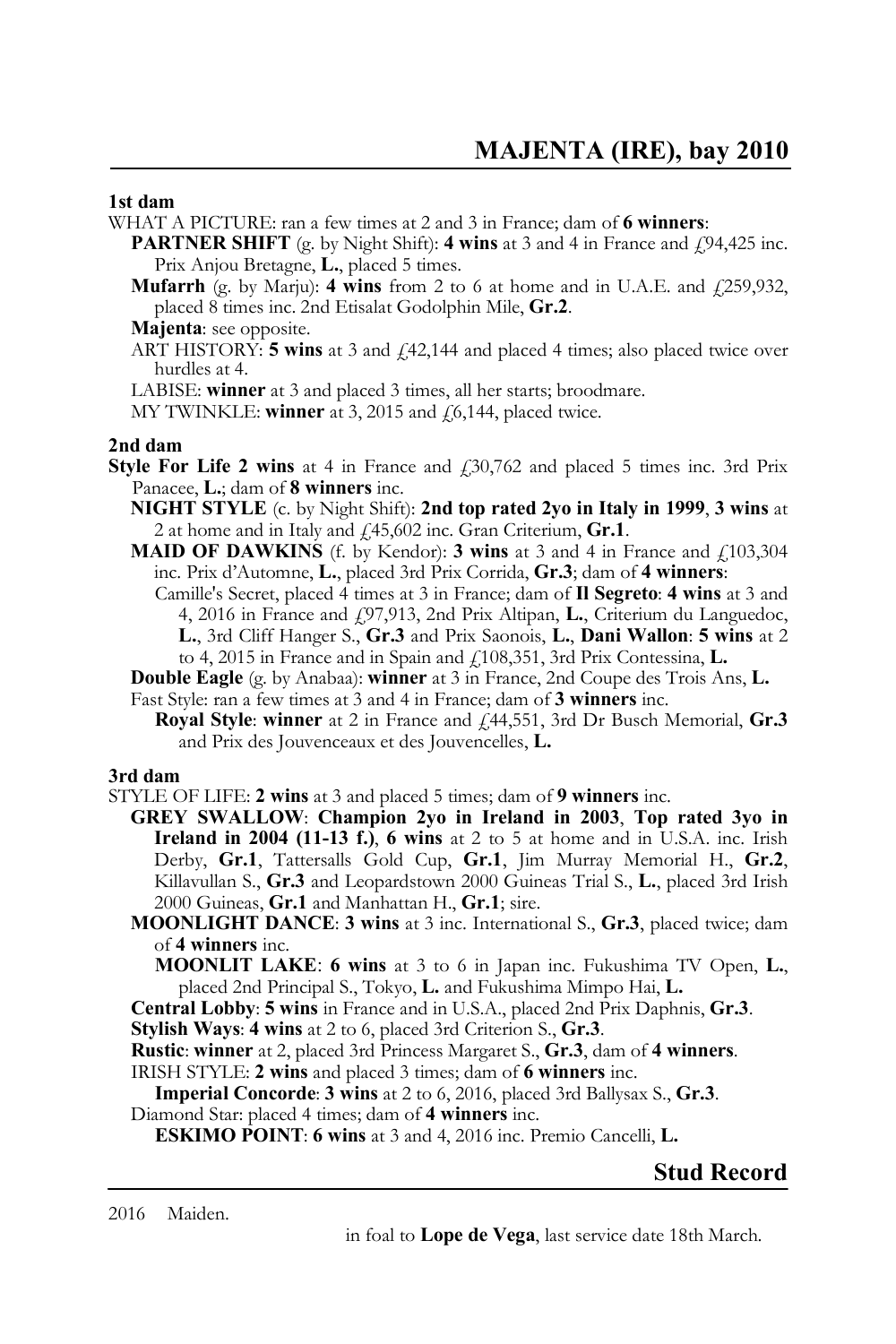## MAJENTA (IRE), bay 2010

**1st dam**

WHAT A PICTURE: ran a few times at 2 and 3 in France; dam of **6 winners**:

- **PARTNER SHIFT** (g. by Night Shift): **4 wins** at 3 and 4 in France and £94,425 inc. Prix Anjou Bretagne, **L.**, placed 5 times.
- **Mufarrh** (g. by Marju): **4 wins** from 2 to 6 at home and in U.A.E. and £259,932, placed 8 times inc. 2nd Etisalat Godolphin Mile, **Gr.2**.
- **Majenta**: see opposite.
- ART HISTORY: **5 wins** at 3 and £42,144 and placed 4 times; also placed twice over hurdles at 4.
- LABISE: **winner** at 3 and placed 3 times, all her starts; broodmare.
- MY TWINKLE: **winner** at 3, 2015 and £6,144, placed twice.

**2nd dam**

**Style For Life** **2 wins** at 4 in France and £30,762 and placed 5 times inc. 3rd Prix Panacee, **L.**; dam of **8 winners** inc.

- **NIGHT STYLE** (c. by Night Shift): **2nd top rated 2yo in Italy in 1999**, **3 wins** at 2 at home and in Italy and £45,602 inc. Gran Criterium, **Gr.1**.
- **MAID OF DAWKINS** (f. by Kendor): **3 wins** at 3 and 4 in France and £103,304 inc. Prix d'Automne, **L.**, placed 3rd Prix Corrida, **Gr.3**; dam of **4 winners**:
  - Camille's Secret, placed 4 times at 3 in France; dam of **Il Segreto**: **4 wins** at 3 and 4, 2016 in France and £97,913, 2nd Prix Altipan, **L.**, Criterium du Languedoc, **L.**, 3rd Cliff Hanger S., **Gr.3** and Prix Saonois, **L.**, **Dani Wallon**: **5 wins** at 2 to 4, 2015 in France and in Spain and £108,351, 3rd Prix Contessina, **L.**
- **Double Eagle** (g. by Anabaa): **winner** at 3 in France, 2nd Coupe des Trois Ans, **L.**
- Fast Style: ran a few times at 3 and 4 in France; dam of **3 winners** inc.
  - **Royal Style**: **winner** at 2 in France and £44,551, 3rd Dr Busch Memorial, **Gr.3** and Prix des Jouvenceaux et des Jouvencelles, **L.**

**3rd dam**

STYLE OF LIFE: **2 wins** at 3 and placed 5 times; dam of **9 winners** inc.

- **GREY SWALLOW**: **Champion 2yo in Ireland in 2003**, **Top rated 3yo in Ireland in 2004 (11-13 f.)**, **6 wins** at 2 to 5 at home and in U.S.A. inc. Irish Derby, **Gr.1**, Tattersalls Gold Cup, **Gr.1**, Jim Murray Memorial H., **Gr.2**, Killavullan S., **Gr.3** and Leopardstown 2000 Guineas Trial S., **L.**, placed 3rd Irish 2000 Guineas, **Gr.1** and Manhattan H., **Gr.1**; sire.
- **MOONLIGHT DANCE**: **3 wins** at 3 inc. International S., **Gr.3**, placed twice; dam of **4 winners** inc.
  - **MOONLIT LAKE**: **6 wins** at 3 to 6 in Japan inc. Fukushima TV Open, **L.**, placed 2nd Principal S., Tokyo, **L.** and Fukushima Mimpo Hai, **L.**
- **Central Lobby**: **5 wins** in France and in U.S.A., placed 2nd Prix Daphnis, **Gr.3**.
- **Stylish Ways**: **4 wins** at 2 to 6, placed 3rd Criterion S., **Gr.3**.
- **Rustic**: **winner** at 2, placed 3rd Princess Margaret S., **Gr.3**, dam of **4 winners**.
- IRISH STYLE: **2 wins** and placed 3 times; dam of **6 winners** inc.
  - **Imperial Concorde**: **3 wins** at 2 to 6, 2016, placed 3rd Ballysax S., **Gr.3**.
- Diamond Star: placed 4 times; dam of **4 winners** inc.
  - **ESKIMO POINT**: **6 wins** at 3 and 4, 2016 inc. Premio Cancelli, **L.**

## Stud Record

2016 Maiden.

in foal to **Lope de Vega**, last service date 18th March.